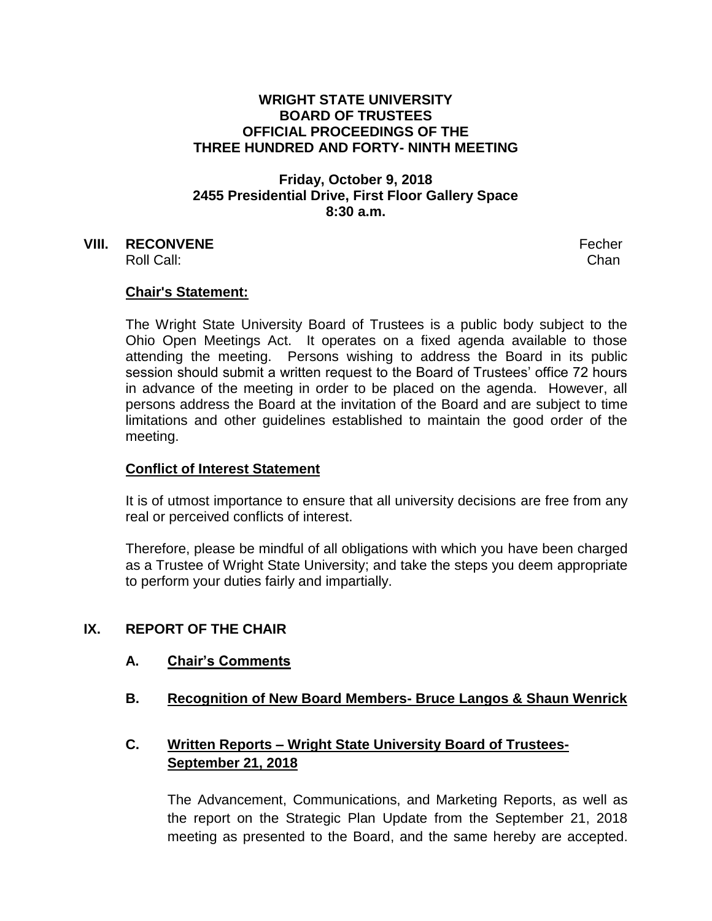**WRIGHT STATE UNIVERSITY**
**BOARD OF TRUSTEES**
**OFFICIAL PROCEEDINGS OF THE**
**THREE HUNDRED AND FORTY- NINTH MEETING**

**Friday, October 9, 2018**
**2455 Presidential Drive, First Floor Gallery Space**
**8:30 a.m.**

## VIII. RECONVENE

Fecher

Roll Call: Chan

**Chair's Statement:**

The Wright State University Board of Trustees is a public body subject to the Ohio Open Meetings Act. It operates on a fixed agenda available to those attending the meeting. Persons wishing to address the Board in its public session should submit a written request to the Board of Trustees' office 72 hours in advance of the meeting in order to be placed on the agenda. However, all persons address the Board at the invitation of the Board and are subject to time limitations and other guidelines established to maintain the good order of the meeting.

**Conflict of Interest Statement**

It is of utmost importance to ensure that all university decisions are free from any real or perceived conflicts of interest.

Therefore, please be mindful of all obligations with which you have been charged as a Trustee of Wright State University; and take the steps you deem appropriate to perform your duties fairly and impartially.

## IX. REPORT OF THE CHAIR

### A. Chair's Comments

### B. Recognition of New Board Members- Bruce Langos & Shaun Wenrick

### C. Written Reports – Wright State University Board of Trustees- September 21, 2018

The Advancement, Communications, and Marketing Reports, as well as the report on the Strategic Plan Update from the September 21, 2018 meeting as presented to the Board, and the same hereby are accepted.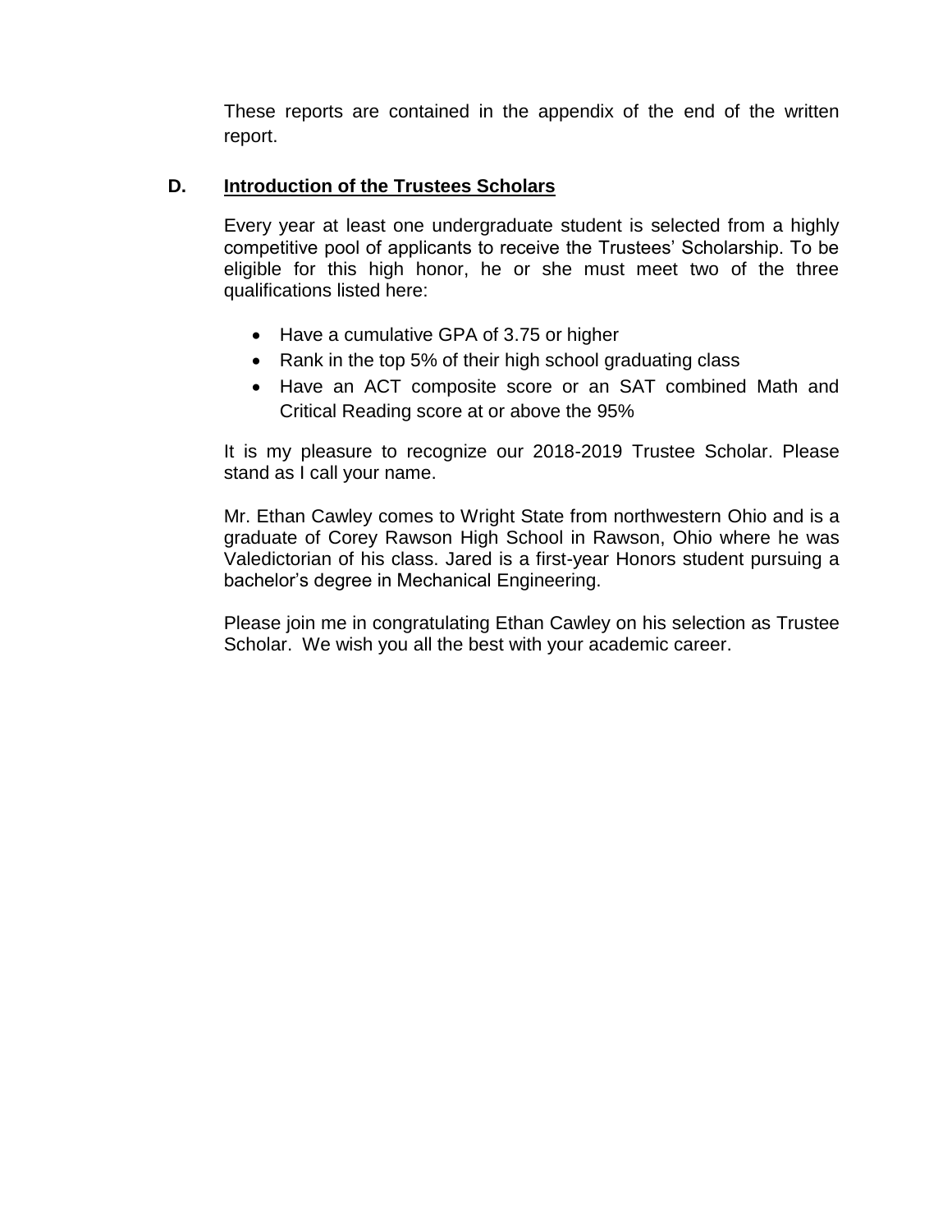These reports are contained in the appendix of the end of the written report.

### D. Introduction of the Trustees Scholars

Every year at least one undergraduate student is selected from a highly competitive pool of applicants to receive the Trustees' Scholarship. To be eligible for this high honor, he or she must meet two of the three qualifications listed here:

- Have a cumulative GPA of 3.75 or higher
- Rank in the top 5% of their high school graduating class
- Have an ACT composite score or an SAT combined Math and Critical Reading score at or above the 95%

It is my pleasure to recognize our 2018-2019 Trustee Scholar. Please stand as I call your name.

Mr. Ethan Cawley comes to Wright State from northwestern Ohio and is a graduate of Corey Rawson High School in Rawson, Ohio where he was Valedictorian of his class. Jared is a first-year Honors student pursuing a bachelor's degree in Mechanical Engineering.

Please join me in congratulating Ethan Cawley on his selection as Trustee Scholar. We wish you all the best with your academic career.